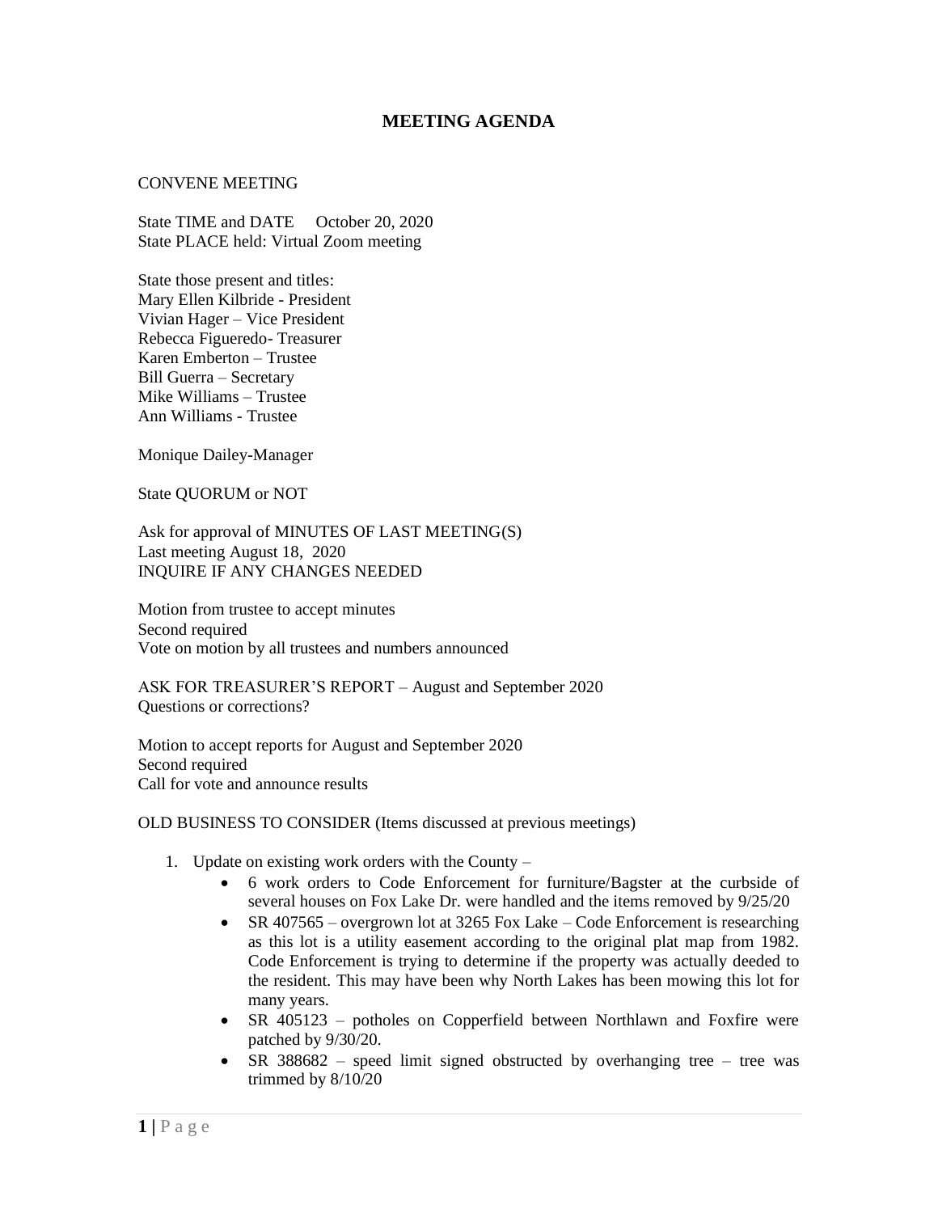# MEETING AGENDA

CONVENE MEETING

State TIME and DATE October 20, 2020
State PLACE held: Virtual Zoom meeting

State those present and titles:
Mary Ellen Kilbride - President
Vivian Hager – Vice President
Rebecca Figueredo- Treasurer
Karen Emberton – Trustee
Bill Guerra – Secretary
Mike Williams – Trustee
Ann Williams - Trustee

Monique Dailey-Manager

State QUORUM or NOT

Ask for approval of MINUTES OF LAST MEETING(S)
Last meeting August 18, 2020
INQUIRE IF ANY CHANGES NEEDED

Motion from trustee to accept minutes
Second required
Vote on motion by all trustees and numbers announced

ASK FOR TREASURER'S REPORT – August and September 2020
Questions or corrections?

Motion to accept reports for August and September 2020
Second required
Call for vote and announce results

OLD BUSINESS TO CONSIDER (Items discussed at previous meetings)

1. Update on existing work orders with the County –
   - 6 work orders to Code Enforcement for furniture/Bagster at the curbside of several houses on Fox Lake Dr. were handled and the items removed by 9/25/20
   - SR 407565 – overgrown lot at 3265 Fox Lake – Code Enforcement is researching as this lot is a utility easement according to the original plat map from 1982. Code Enforcement is trying to determine if the property was actually deeded to the resident. This may have been why North Lakes has been mowing this lot for many years.
   - SR 405123 – potholes on Copperfield between Northlawn and Foxfire were patched by 9/30/20.
   - SR 388682 – speed limit signed obstructed by overhanging tree – tree was trimmed by 8/10/20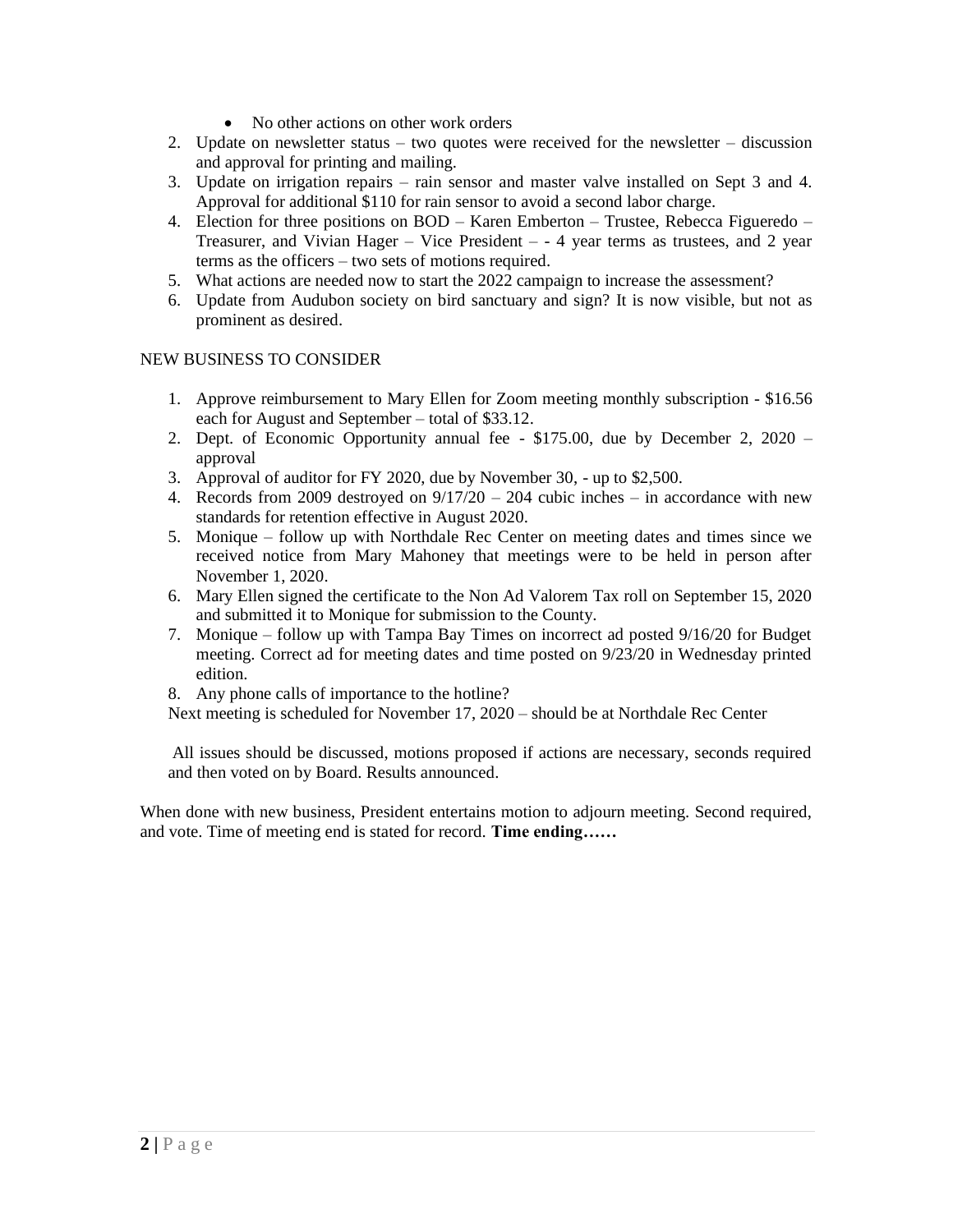- No other actions on other work orders

2. Update on newsletter status – two quotes were received for the newsletter – discussion and approval for printing and mailing.
3. Update on irrigation repairs – rain sensor and master valve installed on Sept 3 and 4. Approval for additional $110 for rain sensor to avoid a second labor charge.
4. Election for three positions on BOD – Karen Emberton – Trustee, Rebecca Figueredo – Treasurer, and Vivian Hager – Vice President – - 4 year terms as trustees, and 2 year terms as the officers – two sets of motions required.
5. What actions are needed now to start the 2022 campaign to increase the assessment?
6. Update from Audubon society on bird sanctuary and sign? It is now visible, but not as prominent as desired.

NEW BUSINESS TO CONSIDER

1. Approve reimbursement to Mary Ellen for Zoom meeting monthly subscription - $16.56 each for August and September – total of $33.12.
2. Dept. of Economic Opportunity annual fee - $175.00, due by December 2, 2020 – approval
3. Approval of auditor for FY 2020, due by November 30, - up to $2,500.
4. Records from 2009 destroyed on 9/17/20 – 204 cubic inches – in accordance with new standards for retention effective in August 2020.
5. Monique – follow up with Northdale Rec Center on meeting dates and times since we received notice from Mary Mahoney that meetings were to be held in person after November 1, 2020.
6. Mary Ellen signed the certificate to the Non Ad Valorem Tax roll on September 15, 2020 and submitted it to Monique for submission to the County.
7. Monique – follow up with Tampa Bay Times on incorrect ad posted 9/16/20 for Budget meeting. Correct ad for meeting dates and time posted on 9/23/20 in Wednesday printed edition.
8. Any phone calls of importance to the hotline?

Next meeting is scheduled for November 17, 2020 – should be at Northdale Rec Center

All issues should be discussed, motions proposed if actions are necessary, seconds required and then voted on by Board. Results announced.

When done with new business, President entertains motion to adjourn meeting. Second required, and vote. Time of meeting end is stated for record. **Time ending……**